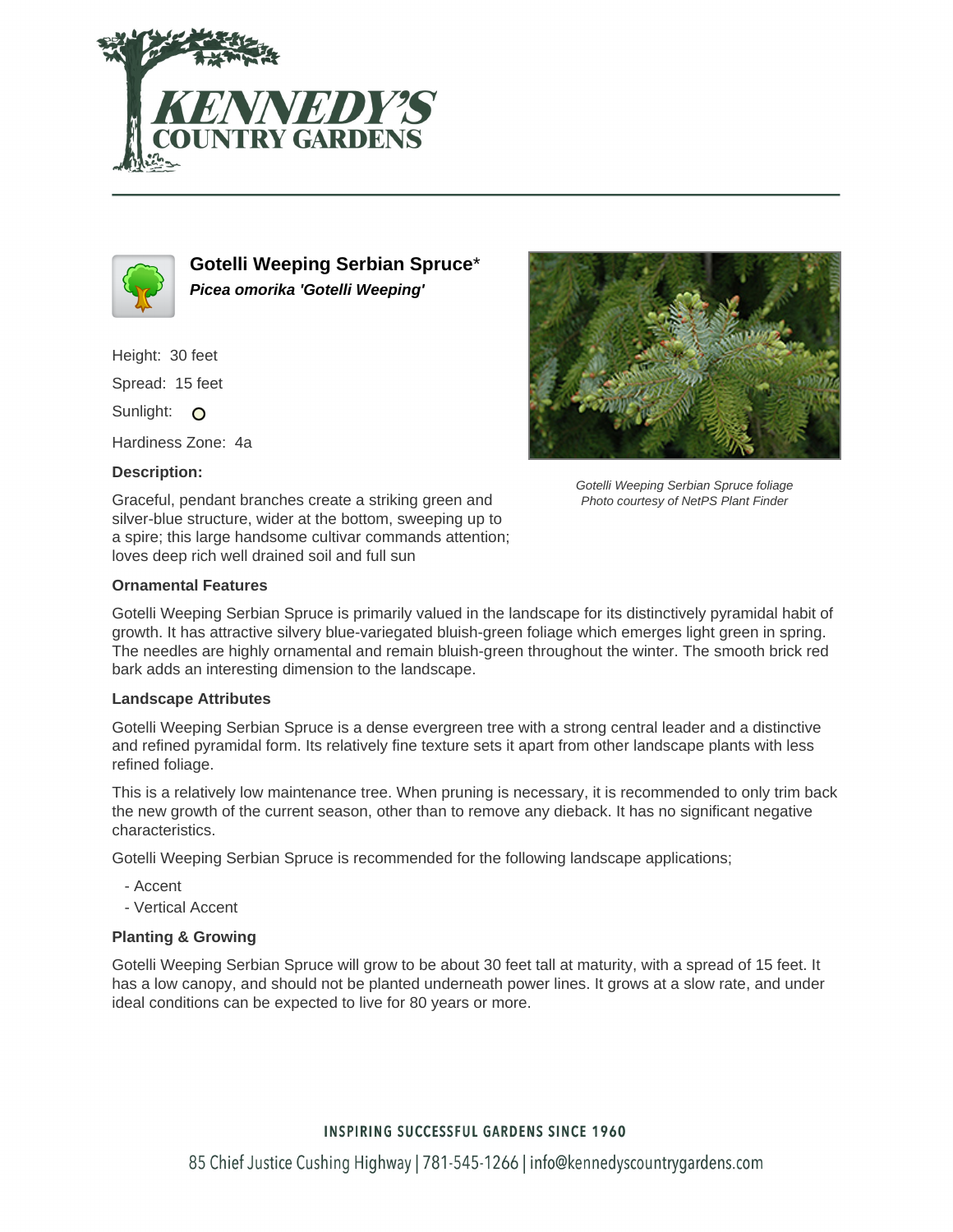# Gotelli Weeping Serbian Spruce*

***Picea omorika 'Gotelli Weeping'***

Height: 30 feet

Spread: 15 feet

Sunlight: O

Hardiness Zone: 4a

**Description:**

Graceful, pendant branches create a striking green and silver-blue structure, wider at the bottom, sweeping up to a spire; this large handsome cultivar commands attention; loves deep rich well drained soil and full sun

*Gotelli Weeping Serbian Spruce foliage*
*Photo courtesy of NetPS Plant Finder*

### Ornamental Features

Gotelli Weeping Serbian Spruce is primarily valued in the landscape for its distinctively pyramidal habit of growth. It has attractive silvery blue-variegated bluish-green foliage which emerges light green in spring. The needles are highly ornamental and remain bluish-green throughout the winter. The smooth brick red bark adds an interesting dimension to the landscape.

### Landscape Attributes

Gotelli Weeping Serbian Spruce is a dense evergreen tree with a strong central leader and a distinctive and refined pyramidal form. Its relatively fine texture sets it apart from other landscape plants with less refined foliage.

This is a relatively low maintenance tree. When pruning is necessary, it is recommended to only trim back the new growth of the current season, other than to remove any dieback. It has no significant negative characteristics.

Gotelli Weeping Serbian Spruce is recommended for the following landscape applications;

- Accent
- Vertical Accent

### Planting & Growing

Gotelli Weeping Serbian Spruce will grow to be about 30 feet tall at maturity, with a spread of 15 feet. It has a low canopy, and should not be planted underneath power lines. It grows at a slow rate, and under ideal conditions can be expected to live for 80 years or more.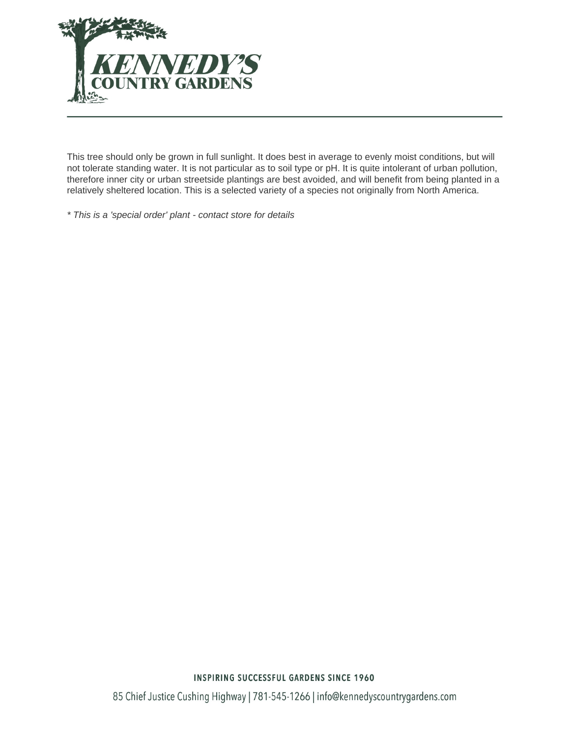This tree should only be grown in full sunlight. It does best in average to evenly moist conditions, but will not tolerate standing water. It is not particular as to soil type or pH. It is quite intolerant of urban pollution, therefore inner city or urban streetside plantings are best avoided, and will benefit from being planted in a relatively sheltered location. This is a selected variety of a species not originally from North America.

*\* This is a 'special order' plant - contact store for details*